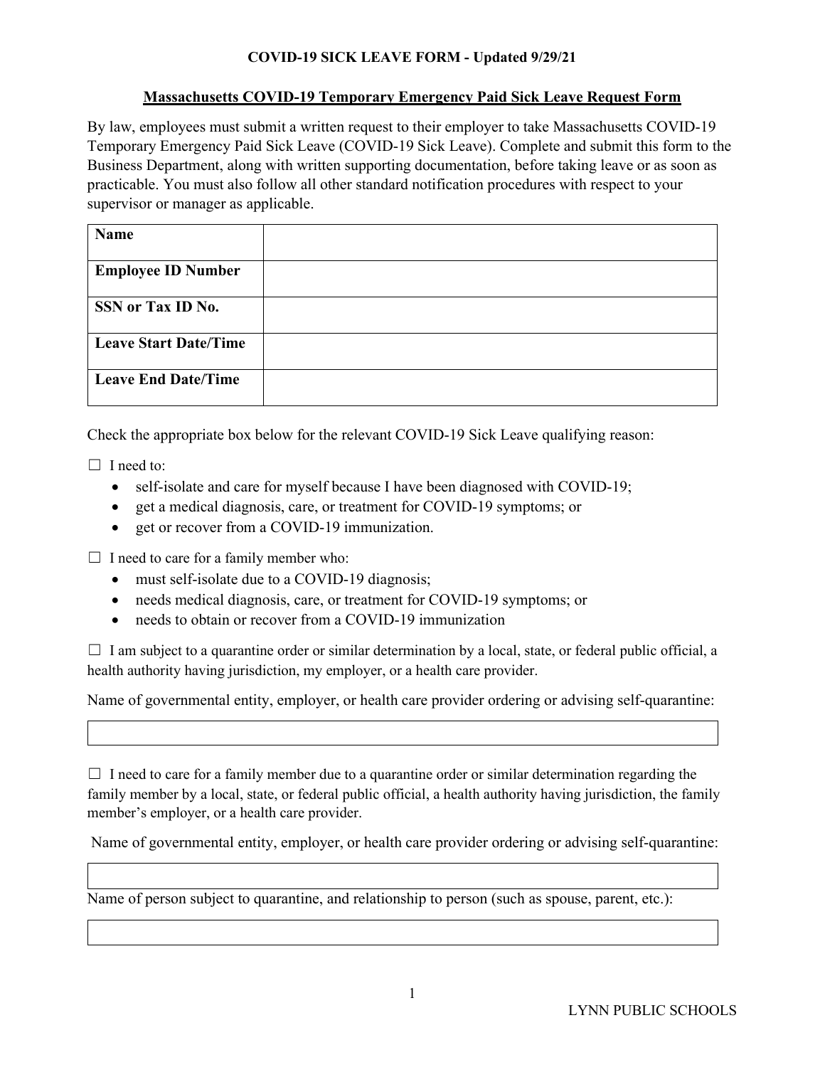**COVID-19 SICK LEAVE FORM - Updated 9/29/21**

## Massachusetts COVID-19 Temporary Emergency Paid Sick Leave Request Form

By law, employees must submit a written request to their employer to take Massachusetts COVID-19 Temporary Emergency Paid Sick Leave (COVID-19 Sick Leave). Complete and submit this form to the Business Department, along with written supporting documentation, before taking leave or as soon as practicable. You must also follow all other standard notification procedures with respect to your supervisor or manager as applicable.

| **Name** | |
|---|---|
| **Employee ID Number** | |
| **SSN or Tax ID No.** | |
| **Leave Start Date/Time** | |
| **Leave End Date/Time** | |

Check the appropriate box below for the relevant COVID-19 Sick Leave qualifying reason:

☐ I need to:

- self-isolate and care for myself because I have been diagnosed with COVID-19;
- get a medical diagnosis, care, or treatment for COVID-19 symptoms; or
- get or recover from a COVID-19 immunization.

☐ I need to care for a family member who:

- must self-isolate due to a COVID-19 diagnosis;
- needs medical diagnosis, care, or treatment for COVID-19 symptoms; or
- needs to obtain or recover from a COVID-19 immunization

☐ I am subject to a quarantine order or similar determination by a local, state, or federal public official, a health authority having jurisdiction, my employer, or a health care provider.

Name of governmental entity, employer, or health care provider ordering or advising self-quarantine:

| |
|---|

☐ I need to care for a family member due to a quarantine order or similar determination regarding the family member by a local, state, or federal public official, a health authority having jurisdiction, the family member's employer, or a health care provider.

Name of governmental entity, employer, or health care provider ordering or advising self-quarantine:

| |
|---|

Name of person subject to quarantine, and relationship to person (such as spouse, parent, etc.):

| |
|---|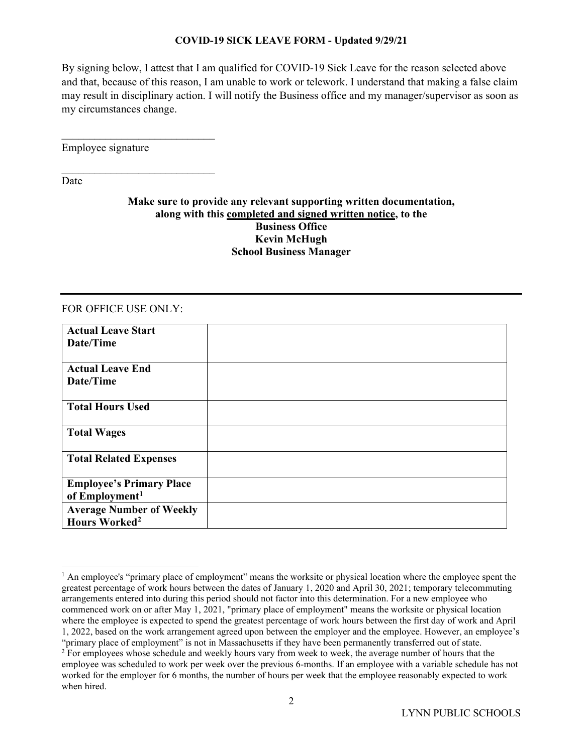**COVID-19 SICK LEAVE FORM - Updated 9/29/21**

By signing below, I attest that I am qualified for COVID-19 Sick Leave for the reason selected above and that, because of this reason, I am unable to work or telework. I understand that making a false claim may result in disciplinary action. I will notify the Business office and my manager/supervisor as soon as my circumstances change.

____________________________
Employee signature

____________________________
Date

**Make sure to provide any relevant supporting written documentation, along with this <u>completed and signed written notice</u>, to the**
**Business Office**
**Kevin McHugh**
**School Business Manager**

---

FOR OFFICE USE ONLY:

| | |
|---|---|
| **Actual Leave Start Date/Time** | |
| **Actual Leave End Date/Time** | |
| **Total Hours Used** | |
| **Total Wages** | |
| **Total Related Expenses** | |
| **Employee's Primary Place of Employment[1]** | |
| **Average Number of Weekly Hours Worked[2]** | |

[1] An employee's "primary place of employment" means the worksite or physical location where the employee spent the greatest percentage of work hours between the dates of January 1, 2020 and April 30, 2021; temporary telecommuting arrangements entered into during this period should not factor into this determination. For a new employee who commenced work on or after May 1, 2021, "primary place of employment" means the worksite or physical location where the employee is expected to spend the greatest percentage of work hours between the first day of work and April 1, 2022, based on the work arrangement agreed upon between the employer and the employee. However, an employee's "primary place of employment" is not in Massachusetts if they have been permanently transferred out of state.

[2] For employees whose schedule and weekly hours vary from week to week, the average number of hours that the employee was scheduled to work per week over the previous 6-months. If an employee with a variable schedule has not worked for the employer for 6 months, the number of hours per week that the employee reasonably expected to work when hired.